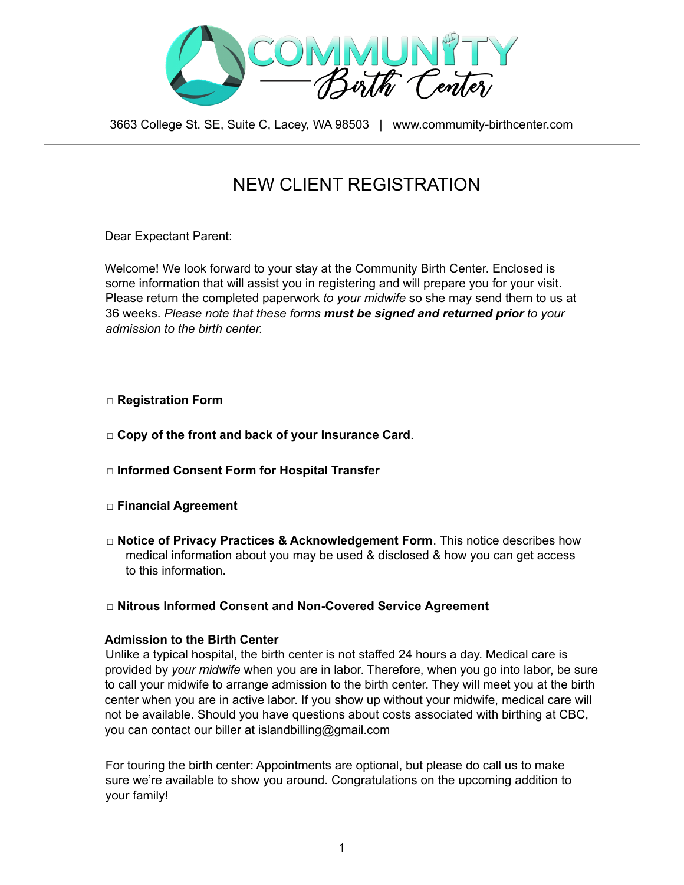# COMMUNITY Birth Center

3663 College St. SE, Suite C, Lacey, WA 98503 | www.communnity-birthcenter.com

## NEW CLIENT REGISTRATION

Dear Expectant Parent:

Welcome! We look forward to your stay at the Community Birth Center. Enclosed is some information that will assist you in registering and will prepare you for your visit. Please return the completed paperwork *to your midwife* so she may send them to us at 36 weeks. *Please note that these forms* ***must be signed and returned prior*** *to your admission to the birth center.*

□ **Registration Form**

□ **Copy of the front and back of your Insurance Card**.

□ **Informed Consent Form for Hospital Transfer**

□ **Financial Agreement**

□ **Notice of Privacy Practices & Acknowledgement Form**. This notice describes how medical information about you may be used & disclosed & how you can get access to this information.

□ **Nitrous Informed Consent and Non-Covered Service Agreement**

**Admission to the Birth Center**

Unlike a typical hospital, the birth center is not staffed 24 hours a day. Medical care is provided by *your midwife* when you are in labor. Therefore, when you go into labor, be sure to call your midwife to arrange admission to the birth center. They will meet you at the birth center when you are in active labor. If you show up without your midwife, medical care will not be available. Should you have questions about costs associated with birthing at CBC, you can contact our biller at islandbilling@gmail.com

For touring the birth center: Appointments are optional, but please do call us to make sure we're available to show you around. Congratulations on the upcoming addition to your family!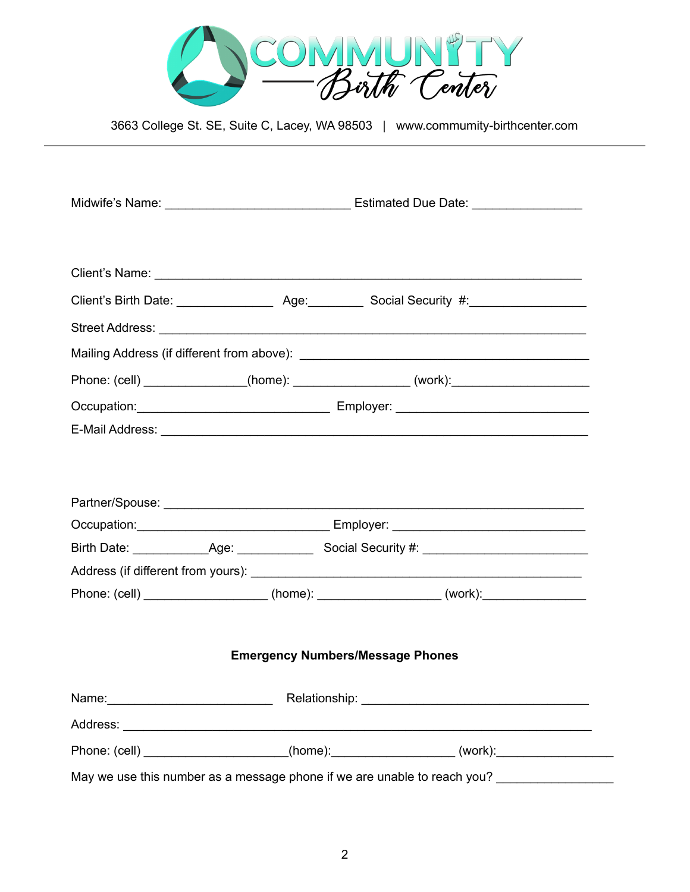# COMMUNITY Birth Center

3663 College St. SE, Suite C, Lacey, WA 98503 | www.commumity-birthcenter.com

---

Midwife's Name: ___________________________ Estimated Due Date: ________________

Client's Name: ______________________________________________________________

Client's Birth Date: ______________ Age:________ Social Security #:_________________

Street Address: ______________________________________________________________

Mailing Address (if different from above): __________________________________________

Phone: (cell) _______________(home): _________________ (work):____________________

Occupation:____________________________ Employer: ____________________________

E-Mail Address: _______________________________________________________________

Partner/Spouse: _______________________________________________________________

Occupation:____________________________ Employer: ____________________________

Birth Date: ___________Age: ___________ Social Security #: ________________________

Address (if different from yours): ________________________________________________

Phone: (cell) __________________ (home): __________________ (work):_______________

**Emergency Numbers/Message Phones**

Name:________________________ Relationship: ________________________________

Address: ______________________________________________________________________

Phone: (cell) _____________________(home):__________________ (work):_________________

May we use this number as a message phone if we are unable to reach you? _________________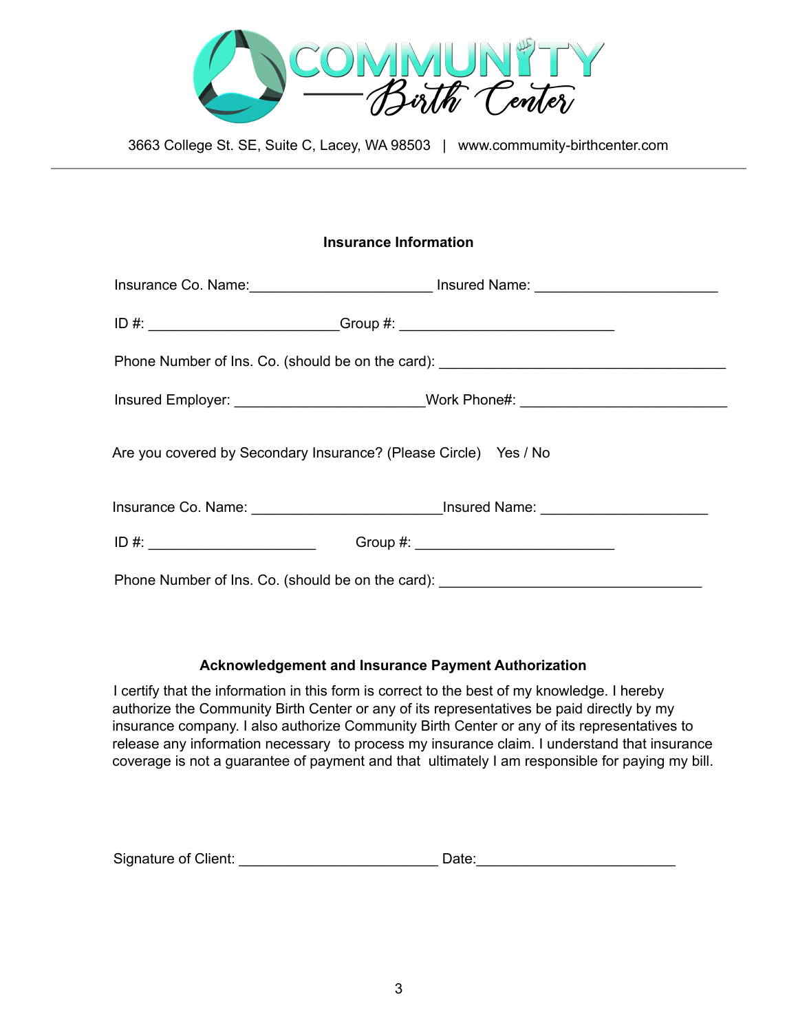# COMMUNITY Birth Center

3663 College St. SE, Suite C, Lacey, WA 98503 | www.commumity-birthcenter.com

---

## Insurance Information

Insurance Co. Name:_______________________ Insured Name: _______________________

ID #: ________________________Group #: ___________________________

Phone Number of Ins. Co. (should be on the card): ____________________________________

Insured Employer: ________________________Work Phone#: __________________________

Are you covered by Secondary Insurance? (Please Circle) Yes / No

Insurance Co. Name: ________________________Insured Name: _____________________

ID #: _____________________ Group #: _________________________

Phone Number of Ins. Co. (should be on the card): _________________________________

## Acknowledgement and Insurance Payment Authorization

I certify that the information in this form is correct to the best of my knowledge. I hereby authorize the Community Birth Center or any of its representatives be paid directly by my insurance company. I also authorize Community Birth Center or any of its representatives to release any information necessary to process my insurance claim. I understand that insurance coverage is not a guarantee of payment and that ultimately I am responsible for paying my bill.

Signature of Client: _________________________ Date:_________________________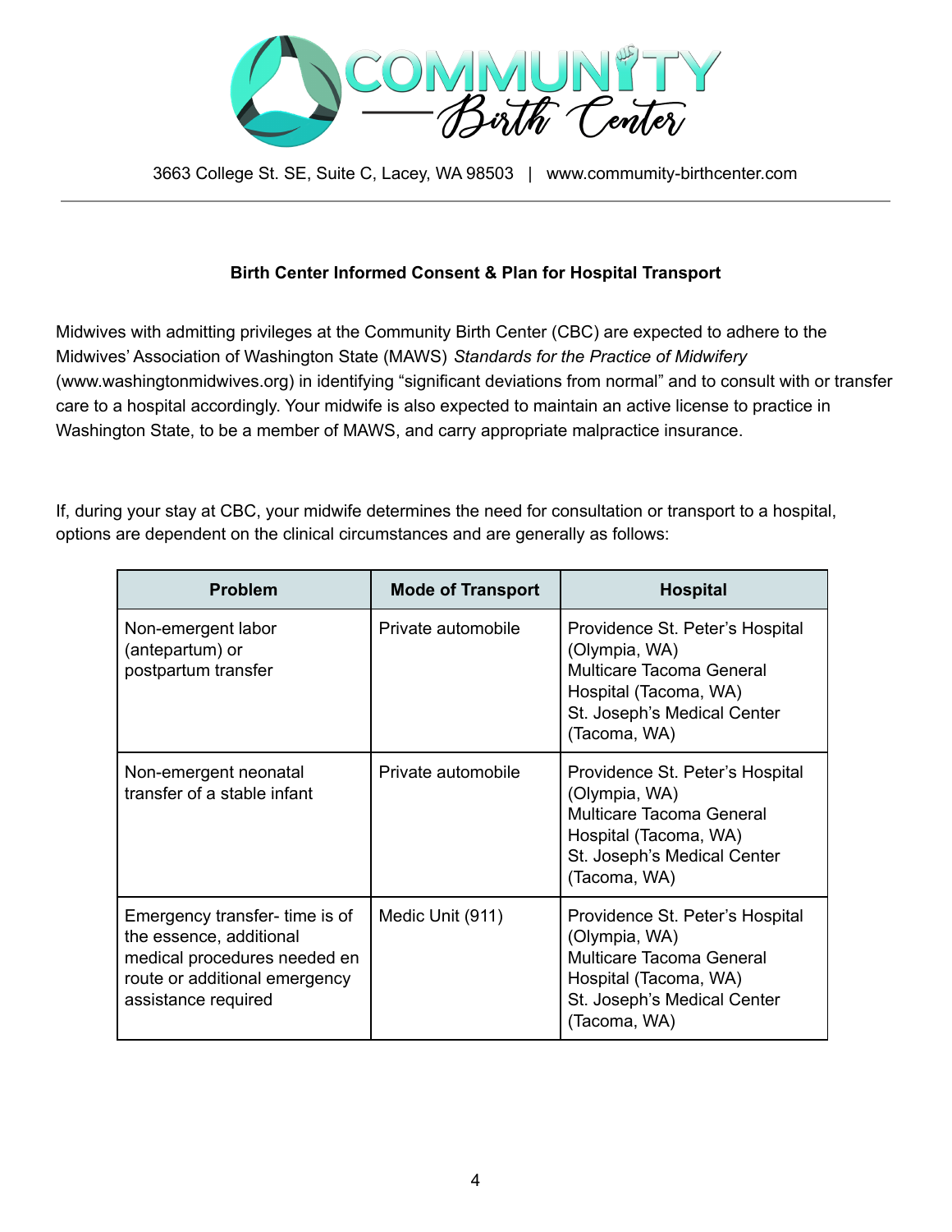3663 College St. SE, Suite C, Lacey, WA 98503 | www.communmity-birthcenter.com

**Birth Center Informed Consent & Plan for Hospital Transport**

Midwives with admitting privileges at the Community Birth Center (CBC) are expected to adhere to the Midwives' Association of Washington State (MAWS) *Standards for the Practice of Midwifery* (www.washingtonmidwives.org) in identifying "significant deviations from normal" and to consult with or transfer care to a hospital accordingly. Your midwife is also expected to maintain an active license to practice in Washington State, to be a member of MAWS, and carry appropriate malpractice insurance.

If, during your stay at CBC, your midwife determines the need for consultation or transport to a hospital, options are dependent on the clinical circumstances and are generally as follows:

| Problem | Mode of Transport | Hospital |
|---|---|---|
| Non-emergent labor (antepartum) or postpartum transfer | Private automobile | Providence St. Peter's Hospital (Olympia, WA)<br>Multicare Tacoma General Hospital (Tacoma, WA)<br>St. Joseph's Medical Center (Tacoma, WA) |
| Non-emergent neonatal transfer of a stable infant | Private automobile | Providence St. Peter's Hospital (Olympia, WA)<br>Multicare Tacoma General Hospital (Tacoma, WA)<br>St. Joseph's Medical Center (Tacoma, WA) |
| Emergency transfer- time is of the essence, additional medical procedures needed en route or additional emergency assistance required | Medic Unit (911) | Providence St. Peter's Hospital (Olympia, WA)<br>Multicare Tacoma General Hospital (Tacoma, WA)<br>St. Joseph's Medical Center (Tacoma, WA) |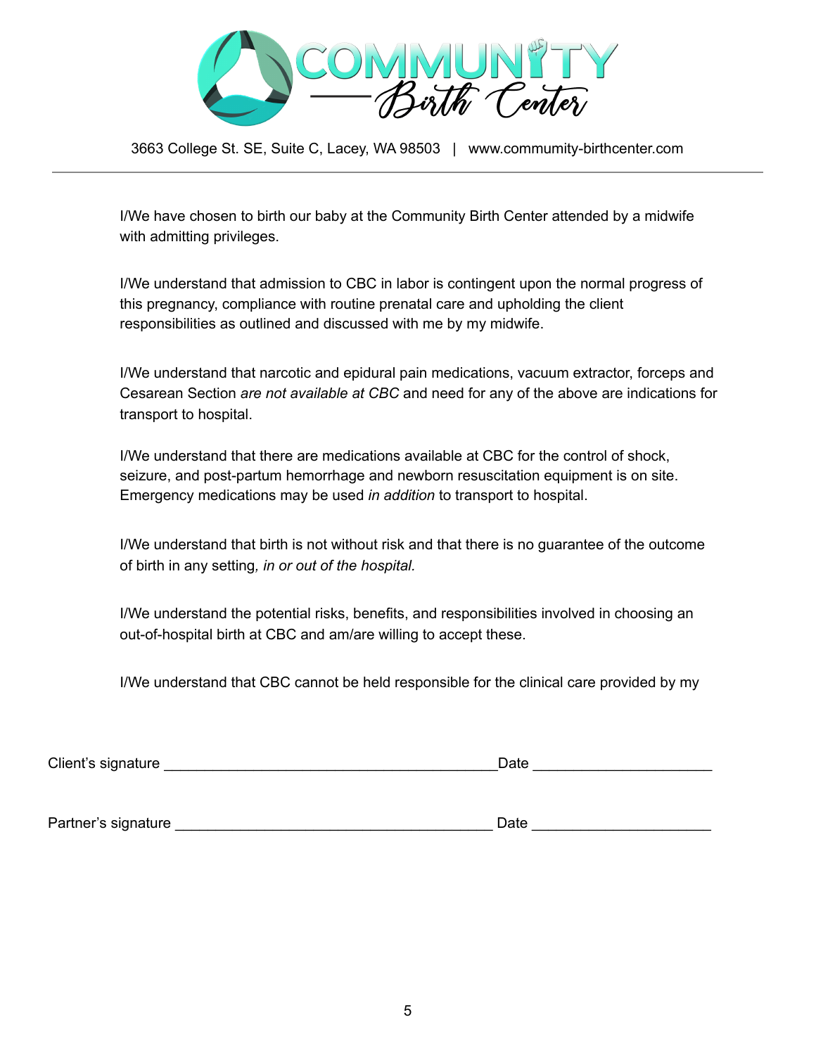3663 College St. SE, Suite C, Lacey, WA 98503 | www.commumity-birthcenter.com

I/We have chosen to birth our baby at the Community Birth Center attended by a midwife with admitting privileges.

I/We understand that admission to CBC in labor is contingent upon the normal progress of this pregnancy, compliance with routine prenatal care and upholding the client responsibilities as outlined and discussed with me by my midwife.

I/We understand that narcotic and epidural pain medications, vacuum extractor, forceps and Cesarean Section *are not available at CBC* and need for any of the above are indications for transport to hospital.

I/We understand that there are medications available at CBC for the control of shock, seizure, and post-partum hemorrhage and newborn resuscitation equipment is on site. Emergency medications may be used *in addition* to transport to hospital.

I/We understand that birth is not without risk and that there is no guarantee of the outcome of birth in any setting*, in or out of the hospital.*

I/We understand the potential risks, benefits, and responsibilities involved in choosing an out-of-hospital birth at CBC and am/are willing to accept these.

I/We understand that CBC cannot be held responsible for the clinical care provided by my

Client's signature ________________________________________ Date ______________________

Partner's signature ______________________________________ Date ______________________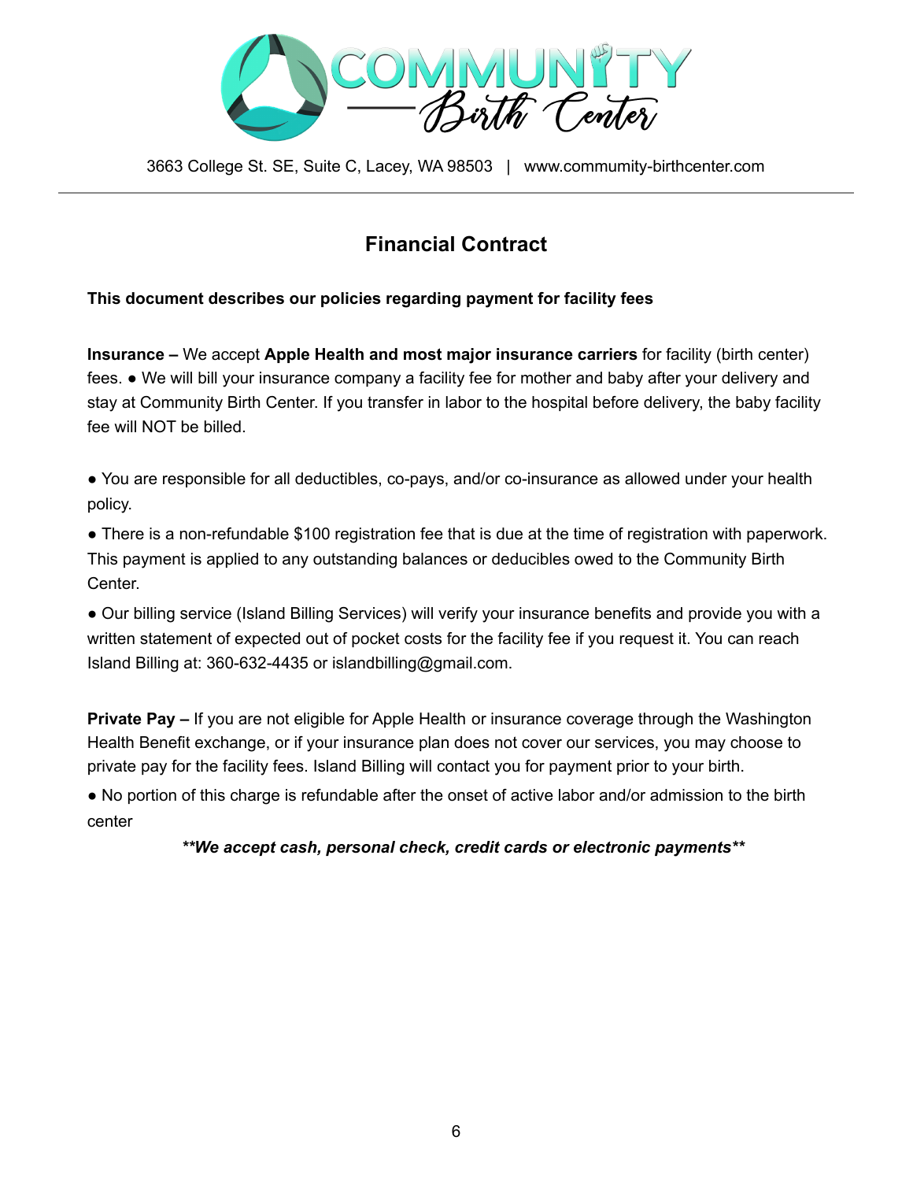COMMUNITY Birth Center

3663 College St. SE, Suite C, Lacey, WA 98503 | www.community-birthcenter.com

---

## Financial Contract

**This document describes our policies regarding payment for facility fees**

**Insurance –** We accept **Apple Health and most major insurance carriers** for facility (birth center) fees. ● We will bill your insurance company a facility fee for mother and baby after your delivery and stay at Community Birth Center. If you transfer in labor to the hospital before delivery, the baby facility fee will NOT be billed.

● You are responsible for all deductibles, co-pays, and/or co-insurance as allowed under your health policy.

● There is a non-refundable $100 registration fee that is due at the time of registration with paperwork. This payment is applied to any outstanding balances or deducibles owed to the Community Birth Center.

● Our billing service (Island Billing Services) will verify your insurance benefits and provide you with a written statement of expected out of pocket costs for the facility fee if you request it. You can reach Island Billing at: 360-632-4435 or islandbilling@gmail.com.

**Private Pay –** If you are not eligible for Apple Health or insurance coverage through the Washington Health Benefit exchange, or if your insurance plan does not cover our services, you may choose to private pay for the facility fees. Island Billing will contact you for payment prior to your birth.

● No portion of this charge is refundable after the onset of active labor and/or admission to the birth center

***\*\*We accept cash, personal check, credit cards or electronic payments\*\****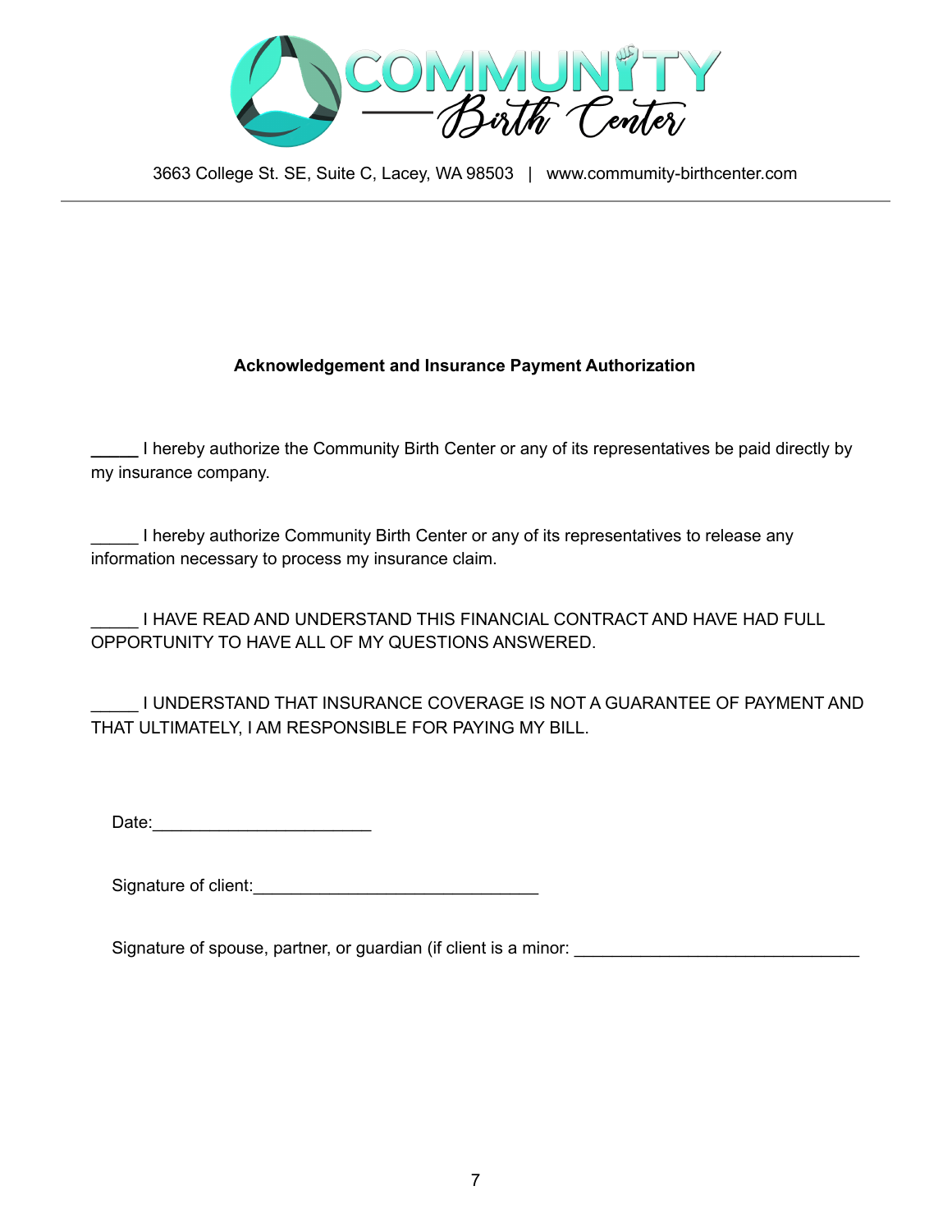3663 College St. SE, Suite C, Lacey, WA 98503 | www.commumity-birthcenter.com

**Acknowledgement and Insurance Payment Authorization**

_____ I hereby authorize the Community Birth Center or any of its representatives be paid directly by my insurance company.

_____ I hereby authorize Community Birth Center or any of its representatives to release any information necessary to process my insurance claim.

_____ I HAVE READ AND UNDERSTAND THIS FINANCIAL CONTRACT AND HAVE HAD FULL OPPORTUNITY TO HAVE ALL OF MY QUESTIONS ANSWERED.

_____ I UNDERSTAND THAT INSURANCE COVERAGE IS NOT A GUARANTEE OF PAYMENT AND THAT ULTIMATELY, I AM RESPONSIBLE FOR PAYING MY BILL.

Date:______________________

Signature of client:_____________________________

Signature of spouse, partner, or guardian (if client is a minor: _____________________________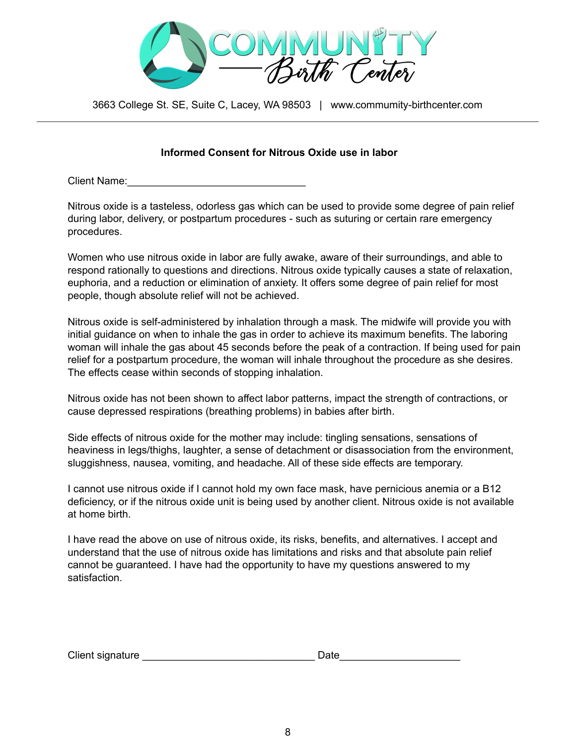# COMMUNITY Birth Center

3663 College St. SE, Suite C, Lacey, WA 98503 | www.commumity-birthcenter.com

---

**Informed Consent for Nitrous Oxide use in labor**

Client Name:______________________________

Nitrous oxide is a tasteless, odorless gas which can be used to provide some degree of pain relief during labor, delivery, or postpartum procedures - such as suturing or certain rare emergency procedures.

Women who use nitrous oxide in labor are fully awake, aware of their surroundings, and able to respond rationally to questions and directions. Nitrous oxide typically causes a state of relaxation, euphoria, and a reduction or elimination of anxiety. It offers some degree of pain relief for most people, though absolute relief will not be achieved.

Nitrous oxide is self-administered by inhalation through a mask. The midwife will provide you with initial guidance on when to inhale the gas in order to achieve its maximum benefits. The laboring woman will inhale the gas about 45 seconds before the peak of a contraction. If being used for pain relief for a postpartum procedure, the woman will inhale throughout the procedure as she desires. The effects cease within seconds of stopping inhalation.

Nitrous oxide has not been shown to affect labor patterns, impact the strength of contractions, or cause depressed respirations (breathing problems) in babies after birth.

Side effects of nitrous oxide for the mother may include: tingling sensations, sensations of heaviness in legs/thighs, laughter, a sense of detachment or disassociation from the environment, sluggishness, nausea, vomiting, and headache. All of these side effects are temporary.

I cannot use nitrous oxide if I cannot hold my own face mask, have pernicious anemia or a B12 deficiency, or if the nitrous oxide unit is being used by another client. Nitrous oxide is not available at home birth.

I have read the above on use of nitrous oxide, its risks, benefits, and alternatives. I accept and understand that the use of nitrous oxide has limitations and risks and that absolute pain relief cannot be guaranteed. I have had the opportunity to have my questions answered to my satisfaction.

Client signature ____________________________ Date____________________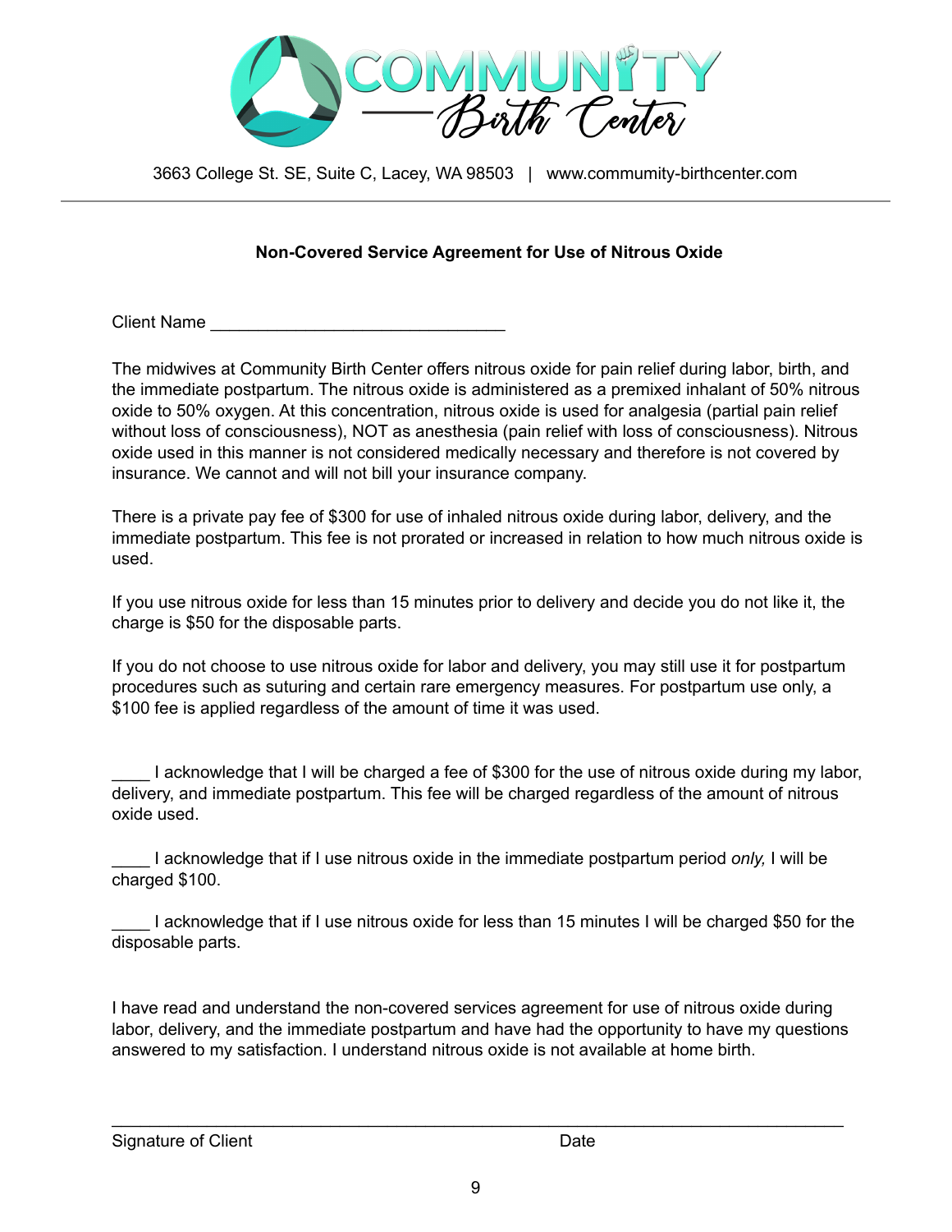# COMMUNITY Birth Center

3663 College St. SE, Suite C, Lacey, WA 98503 | www.community-birthcenter.com

---

**Non-Covered Service Agreement for Use of Nitrous Oxide**

Client Name ______________________________

The midwives at Community Birth Center offers nitrous oxide for pain relief during labor, birth, and the immediate postpartum. The nitrous oxide is administered as a premixed inhalant of 50% nitrous oxide to 50% oxygen. At this concentration, nitrous oxide is used for analgesia (partial pain relief without loss of consciousness), NOT as anesthesia (pain relief with loss of consciousness). Nitrous oxide used in this manner is not considered medically necessary and therefore is not covered by insurance. We cannot and will not bill your insurance company.

There is a private pay fee of $300 for use of inhaled nitrous oxide during labor, delivery, and the immediate postpartum. This fee is not prorated or increased in relation to how much nitrous oxide is used.

If you use nitrous oxide for less than 15 minutes prior to delivery and decide you do not like it, the charge is $50 for the disposable parts.

If you do not choose to use nitrous oxide for labor and delivery, you may still use it for postpartum procedures such as suturing and certain rare emergency measures. For postpartum use only, a $100 fee is applied regardless of the amount of time it was used.

____ I acknowledge that I will be charged a fee of $300 for the use of nitrous oxide during my labor, delivery, and immediate postpartum. This fee will be charged regardless of the amount of nitrous oxide used.

____ I acknowledge that if I use nitrous oxide in the immediate postpartum period *only,* I will be charged $100.

____ I acknowledge that if I use nitrous oxide for less than 15 minutes I will be charged $50 for the disposable parts.

I have read and understand the non-covered services agreement for use of nitrous oxide during labor, delivery, and the immediate postpartum and have had the opportunity to have my questions answered to my satisfaction. I understand nitrous oxide is not available at home birth.

______________________________________________________________

Signature of Client                                                  Date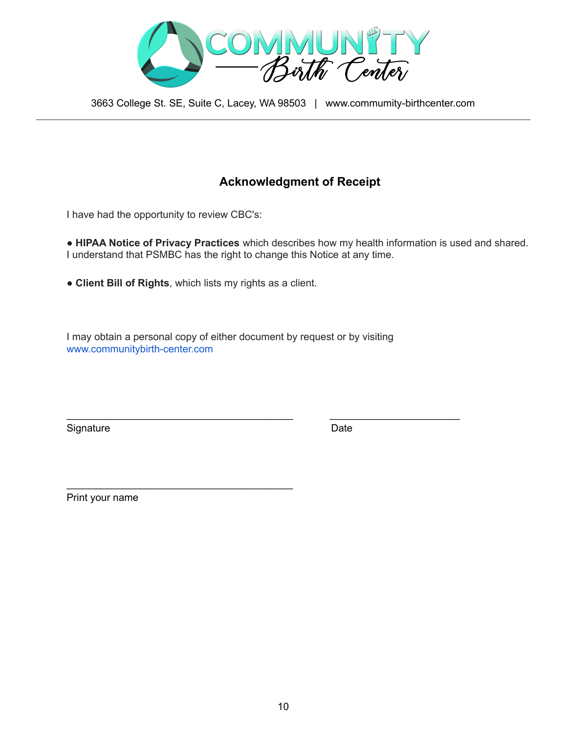3663 College St. SE, Suite C, Lacey, WA 98503 | www.commumity-birthcenter.com

## Acknowledgment of Receipt

I have had the opportunity to review CBC's:

- **HIPAA Notice of Privacy Practices** which describes how my health information is used and shared. I understand that PSMBC has the right to change this Notice at any time.

- **Client Bill of Rights**, which lists my rights as a client.

I may obtain a personal copy of either document by request or by visiting www.communitybirth-center.com

________________________________________ ______________________

Signature Date

________________________________________

Print your name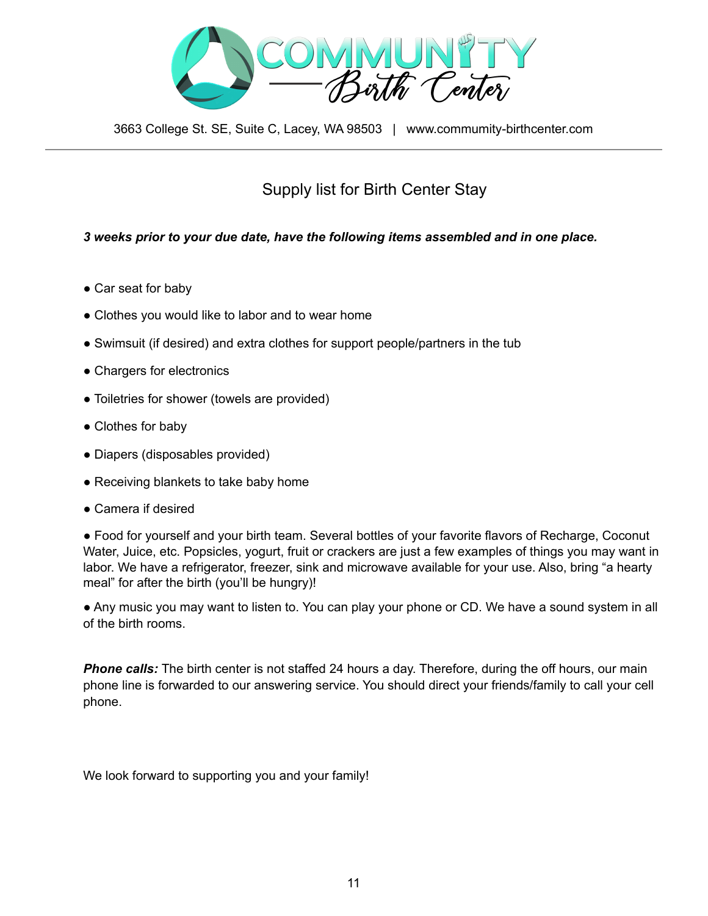# COMMUNITY Birth Center

3663 College St. SE, Suite C, Lacey, WA 98503 | www.community-birthcenter.com

## Supply list for Birth Center Stay

***3 weeks prior to your due date, have the following items assembled and in one place.***

- Car seat for baby
- Clothes you would like to labor and to wear home
- Swimsuit (if desired) and extra clothes for support people/partners in the tub
- Chargers for electronics
- Toiletries for shower (towels are provided)
- Clothes for baby
- Diapers (disposables provided)
- Receiving blankets to take baby home
- Camera if desired
- Food for yourself and your birth team. Several bottles of your favorite flavors of Recharge, Coconut Water, Juice, etc. Popsicles, yogurt, fruit or crackers are just a few examples of things you may want in labor. We have a refrigerator, freezer, sink and microwave available for your use. Also, bring "a hearty meal" for after the birth (you'll be hungry)!
- Any music you may want to listen to. You can play your phone or CD. We have a sound system in all of the birth rooms.

***Phone calls:*** The birth center is not staffed 24 hours a day. Therefore, during the off hours, our main phone line is forwarded to our answering service. You should direct your friends/family to call your cell phone.

We look forward to supporting you and your family!